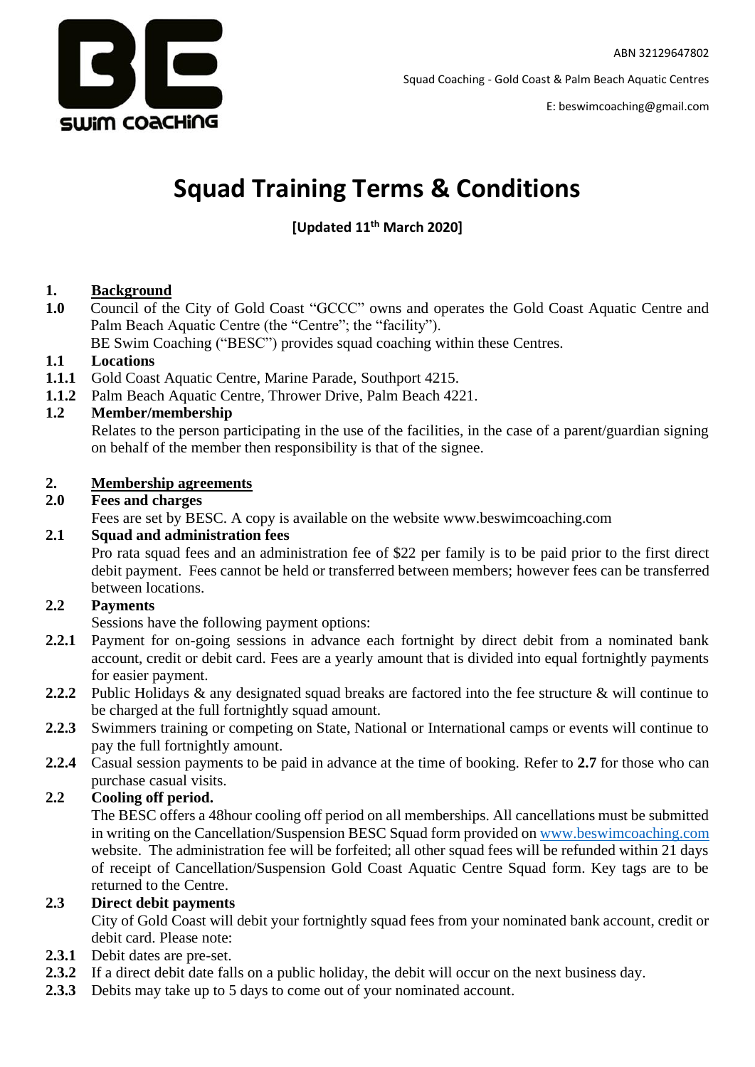BE swim coaching

ABN 32129647802

Squad Coaching - Gold Coast & Palm Beach Aquatic Centres

E: beswimcoaching@gmail.com

# Squad Training Terms & Conditions

**[Updated 11th March 2020]**

**1. Background**

**1.0** Council of the City of Gold Coast "GCCC" owns and operates the Gold Coast Aquatic Centre and Palm Beach Aquatic Centre (the "Centre"; the "facility").
BE Swim Coaching ("BESC") provides squad coaching within these Centres.

**1.1 Locations**

**1.1.1** Gold Coast Aquatic Centre, Marine Parade, Southport 4215.

**1.1.2** Palm Beach Aquatic Centre, Thrower Drive, Palm Beach 4221.

**1.2 Member/membership**

Relates to the person participating in the use of the facilities, in the case of a parent/guardian signing on behalf of the member then responsibility is that of the signee.

**2. Membership agreements**

**2.0 Fees and charges**

Fees are set by BESC. A copy is available on the website www.beswimcoaching.com

**2.1 Squad and administration fees**

Pro rata squad fees and an administration fee of $22 per family is to be paid prior to the first direct debit payment. Fees cannot be held or transferred between members; however fees can be transferred between locations.

**2.2 Payments**

Sessions have the following payment options:

**2.2.1** Payment for on-going sessions in advance each fortnight by direct debit from a nominated bank account, credit or debit card. Fees are a yearly amount that is divided into equal fortnightly payments for easier payment.

**2.2.2** Public Holidays & any designated squad breaks are factored into the fee structure & will continue to be charged at the full fortnightly squad amount.

**2.2.3** Swimmers training or competing on State, National or International camps or events will continue to pay the full fortnightly amount.

**2.2.4** Casual session payments to be paid in advance at the time of booking. Refer to **2.7** for those who can purchase casual visits.

**2.2 Cooling off period.**

The BESC offers a 48hour cooling off period on all memberships. All cancellations must be submitted in writing on the Cancellation/Suspension BESC Squad form provided on www.beswimcoaching.com website. The administration fee will be forfeited; all other squad fees will be refunded within 21 days of receipt of Cancellation/Suspension Gold Coast Aquatic Centre Squad form. Key tags are to be returned to the Centre.

**2.3 Direct debit payments**

City of Gold Coast will debit your fortnightly squad fees from your nominated bank account, credit or debit card. Please note:

**2.3.1** Debit dates are pre-set.

**2.3.2** If a direct debit date falls on a public holiday, the debit will occur on the next business day.

**2.3.3** Debits may take up to 5 days to come out of your nominated account.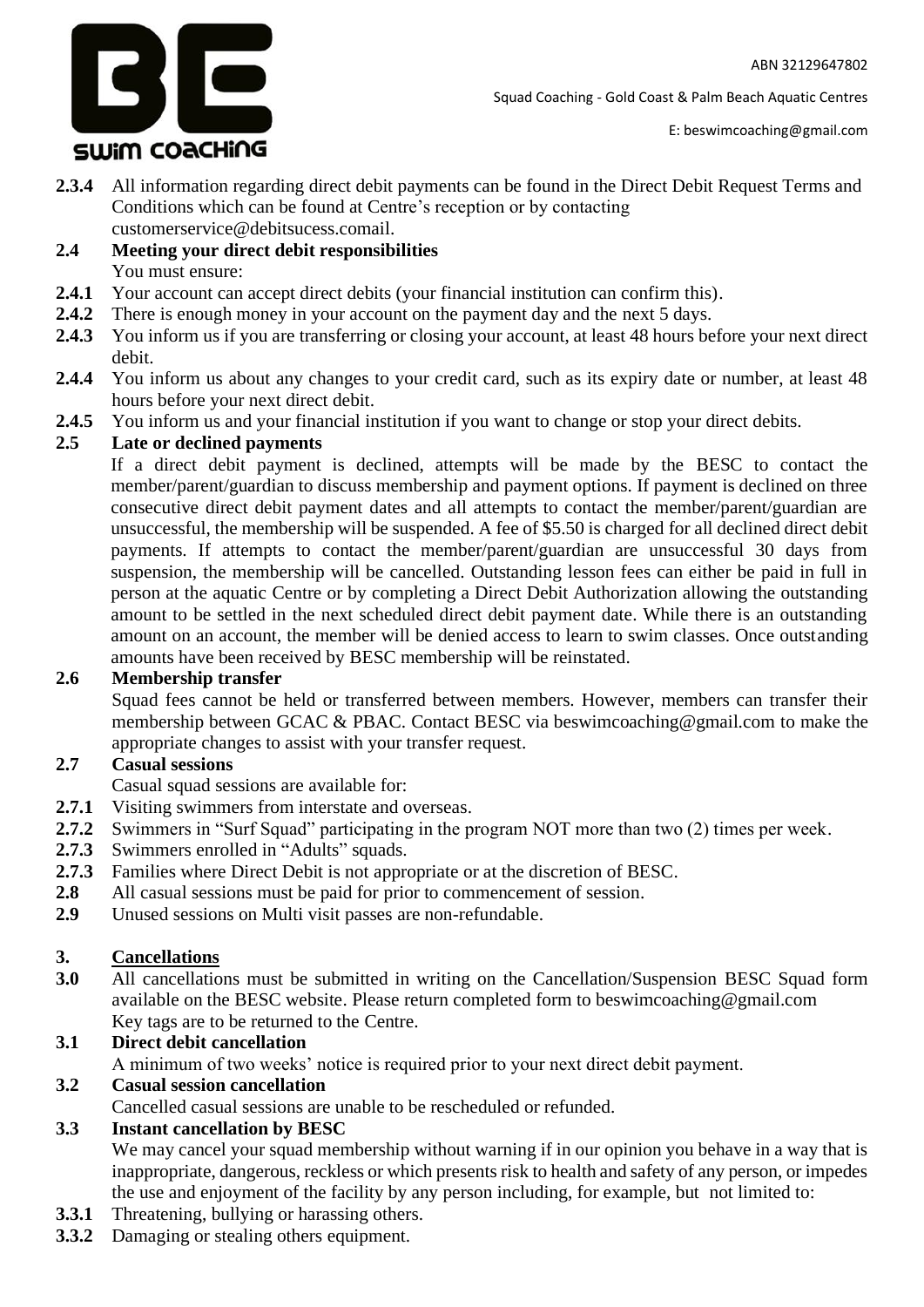**2.3.4** All information regarding direct debit payments can be found in the Direct Debit Request Terms and Conditions which can be found at Centre's reception or by contacting customerservice@debitsucess.comail.

**2.4 Meeting your direct debit responsibilities**

You must ensure:

**2.4.1** Your account can accept direct debits (your financial institution can confirm this).

**2.4.2** There is enough money in your account on the payment day and the next 5 days.

**2.4.3** You inform us if you are transferring or closing your account, at least 48 hours before your next direct debit.

**2.4.4** You inform us about any changes to your credit card, such as its expiry date or number, at least 48 hours before your next direct debit.

**2.4.5** You inform us and your financial institution if you want to change or stop your direct debits.

**2.5 Late or declined payments**

If a direct debit payment is declined, attempts will be made by the BESC to contact the member/parent/guardian to discuss membership and payment options. If payment is declined on three consecutive direct debit payment dates and all attempts to contact the member/parent/guardian are unsuccessful, the membership will be suspended. A fee of $5.50 is charged for all declined direct debit payments. If attempts to contact the member/parent/guardian are unsuccessful 30 days from suspension, the membership will be cancelled. Outstanding lesson fees can either be paid in full in person at the aquatic Centre or by completing a Direct Debit Authorization allowing the outstanding amount to be settled in the next scheduled direct debit payment date. While there is an outstanding amount on an account, the member will be denied access to learn to swim classes. Once outstanding amounts have been received by BESC membership will be reinstated.

**2.6 Membership transfer**

Squad fees cannot be held or transferred between members. However, members can transfer their membership between GCAC & PBAC. Contact BESC via beswimcoaching@gmail.com to make the appropriate changes to assist with your transfer request.

**2.7 Casual sessions**

Casual squad sessions are available for:

**2.7.1** Visiting swimmers from interstate and overseas.

**2.7.2** Swimmers in "Surf Squad" participating in the program NOT more than two (2) times per week.

**2.7.3** Swimmers enrolled in "Adults" squads.

**2.7.3** Families where Direct Debit is not appropriate or at the discretion of BESC.

**2.8** All casual sessions must be paid for prior to commencement of session.

**2.9** Unused sessions on Multi visit passes are non-refundable.

## 3. Cancellations

**3.0** All cancellations must be submitted in writing on the Cancellation/Suspension BESC Squad form available on the BESC website. Please return completed form to beswimcoaching@gmail.com
Key tags are to be returned to the Centre.

**3.1 Direct debit cancellation**

A minimum of two weeks' notice is required prior to your next direct debit payment.

**3.2 Casual session cancellation**

Cancelled casual sessions are unable to be rescheduled or refunded.

**3.3 Instant cancellation by BESC**

We may cancel your squad membership without warning if in our opinion you behave in a way that is inappropriate, dangerous, reckless or which presents risk to health and safety of any person, or impedes the use and enjoyment of the facility by any person including, for example, but not limited to:

**3.3.1** Threatening, bullying or harassing others.

**3.3.2** Damaging or stealing others equipment.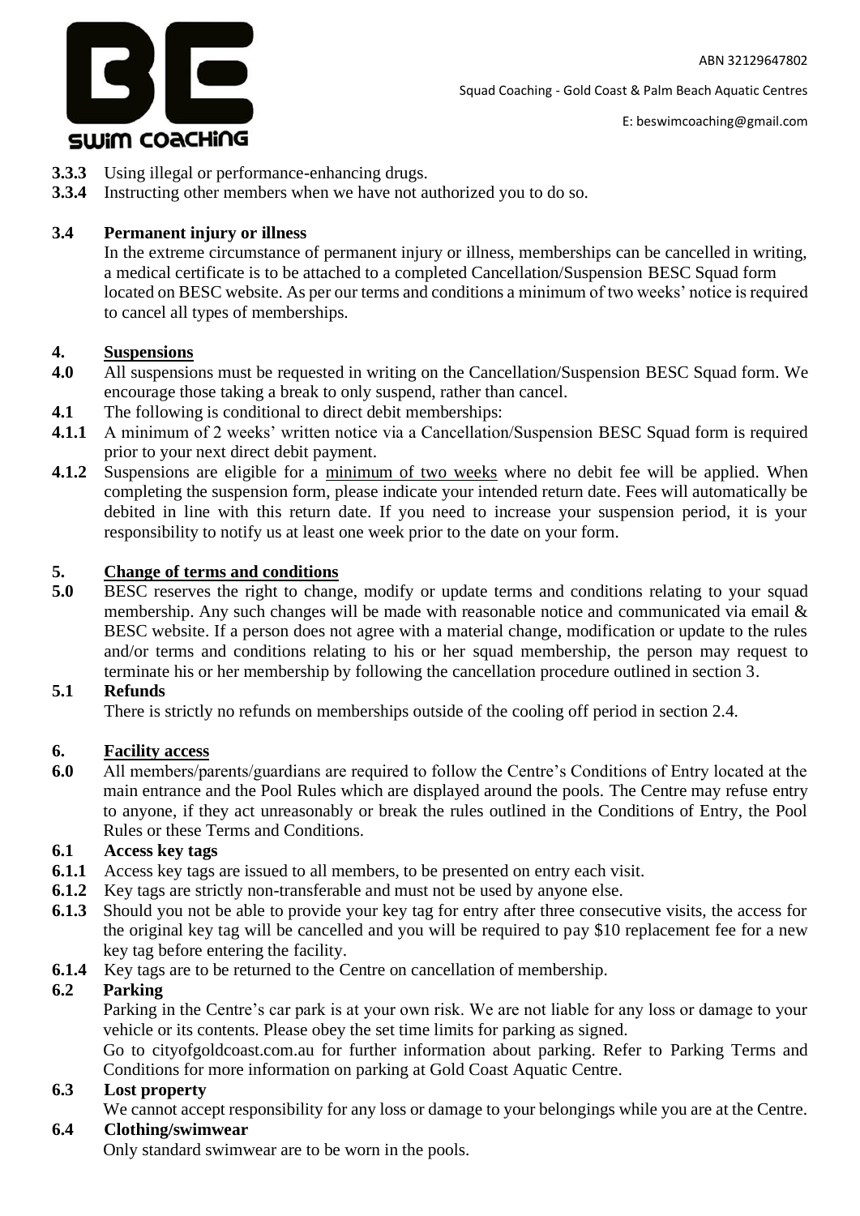**3.3.3** Using illegal or performance-enhancing drugs.
**3.3.4** Instructing other members when we have not authorized you to do so.

**3.4 Permanent injury or illness**

In the extreme circumstance of permanent injury or illness, memberships can be cancelled in writing, a medical certificate is to be attached to a completed Cancellation/Suspension BESC Squad form located on BESC website. As per our terms and conditions a minimum of two weeks' notice is required to cancel all types of memberships.

## 4. Suspensions

**4.0** All suspensions must be requested in writing on the Cancellation/Suspension BESC Squad form. We encourage those taking a break to only suspend, rather than cancel.

**4.1** The following is conditional to direct debit memberships:

**4.1.1** A minimum of 2 weeks' written notice via a Cancellation/Suspension BESC Squad form is required prior to your next direct debit payment.

**4.1.2** Suspensions are eligible for a minimum of two weeks where no debit fee will be applied. When completing the suspension form, please indicate your intended return date. Fees will automatically be debited in line with this return date. If you need to increase your suspension period, it is your responsibility to notify us at least one week prior to the date on your form.

## 5. Change of terms and conditions

**5.0** BESC reserves the right to change, modify or update terms and conditions relating to your squad membership. Any such changes will be made with reasonable notice and communicated via email & BESC website. If a person does not agree with a material change, modification or update to the rules and/or terms and conditions relating to his or her squad membership, the person may request to terminate his or her membership by following the cancellation procedure outlined in section 3.

**5.1 Refunds**

There is strictly no refunds on memberships outside of the cooling off period in section 2.4.

## 6. Facility access

**6.0** All members/parents/guardians are required to follow the Centre's Conditions of Entry located at the main entrance and the Pool Rules which are displayed around the pools. The Centre may refuse entry to anyone, if they act unreasonably or break the rules outlined in the Conditions of Entry, the Pool Rules or these Terms and Conditions.

**6.1 Access key tags**

**6.1.1** Access key tags are issued to all members, to be presented on entry each visit.

**6.1.2** Key tags are strictly non-transferable and must not be used by anyone else.

**6.1.3** Should you not be able to provide your key tag for entry after three consecutive visits, the access for the original key tag will be cancelled and you will be required to pay $10 replacement fee for a new key tag before entering the facility.

**6.1.4** Key tags are to be returned to the Centre on cancellation of membership.

**6.2 Parking**

Parking in the Centre's car park is at your own risk. We are not liable for any loss or damage to your vehicle or its contents. Please obey the set time limits for parking as signed.

Go to cityofgoldcoast.com.au for further information about parking. Refer to Parking Terms and Conditions for more information on parking at Gold Coast Aquatic Centre.

**6.3 Lost property**

We cannot accept responsibility for any loss or damage to your belongings while you are at the Centre.

**6.4 Clothing/swimwear**

Only standard swimwear are to be worn in the pools.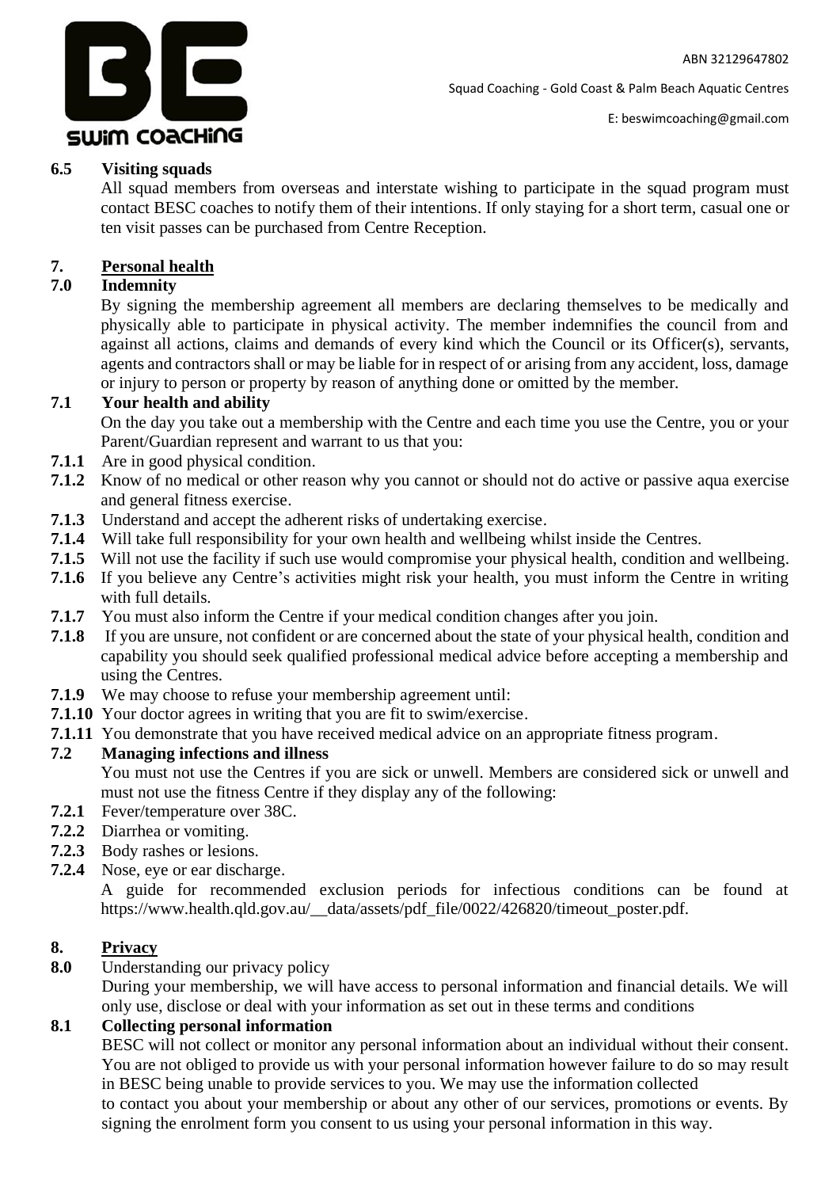### 6.5 Visiting squads

All squad members from overseas and interstate wishing to participate in the squad program must contact BESC coaches to notify them of their intentions. If only staying for a short term, casual one or ten visit passes can be purchased from Centre Reception.

## 7. Personal health

### 7.0 Indemnity

By signing the membership agreement all members are declaring themselves to be medically and physically able to participate in physical activity. The member indemnifies the council from and against all actions, claims and demands of every kind which the Council or its Officer(s), servants, agents and contractors shall or may be liable for in respect of or arising from any accident, loss, damage or injury to person or property by reason of anything done or omitted by the member.

### 7.1 Your health and ability

On the day you take out a membership with the Centre and each time you use the Centre, you or your Parent/Guardian represent and warrant to us that you:

**7.1.1** Are in good physical condition.

**7.1.2** Know of no medical or other reason why you cannot or should not do active or passive aqua exercise and general fitness exercise.

**7.1.3** Understand and accept the adherent risks of undertaking exercise.

**7.1.4** Will take full responsibility for your own health and wellbeing whilst inside the Centres.

**7.1.5** Will not use the facility if such use would compromise your physical health, condition and wellbeing.

**7.1.6** If you believe any Centre's activities might risk your health, you must inform the Centre in writing with full details.

**7.1.7** You must also inform the Centre if your medical condition changes after you join.

**7.1.8** If you are unsure, not confident or are concerned about the state of your physical health, condition and capability you should seek qualified professional medical advice before accepting a membership and using the Centres.

**7.1.9** We may choose to refuse your membership agreement until:

**7.1.10** Your doctor agrees in writing that you are fit to swim/exercise.

**7.1.11** You demonstrate that you have received medical advice on an appropriate fitness program.

### 7.2 Managing infections and illness

You must not use the Centres if you are sick or unwell. Members are considered sick or unwell and must not use the fitness Centre if they display any of the following:

**7.2.1** Fever/temperature over 38C.

**7.2.2** Diarrhea or vomiting.

**7.2.3** Body rashes or lesions.

**7.2.4** Nose, eye or ear discharge.

A guide for recommended exclusion periods for infectious conditions can be found at https://www.health.qld.gov.au/__data/assets/pdf_file/0022/426820/timeout_poster.pdf.

## 8. Privacy

**8.0** Understanding our privacy policy

During your membership, we will have access to personal information and financial details. We will only use, disclose or deal with your information as set out in these terms and conditions

### 8.1 Collecting personal information

BESC will not collect or monitor any personal information about an individual without their consent. You are not obliged to provide us with your personal information however failure to do so may result in BESC being unable to provide services to you. We may use the information collected to contact you about your membership or about any other of our services, promotions or events. By signing the enrolment form you consent to us using your personal information in this way.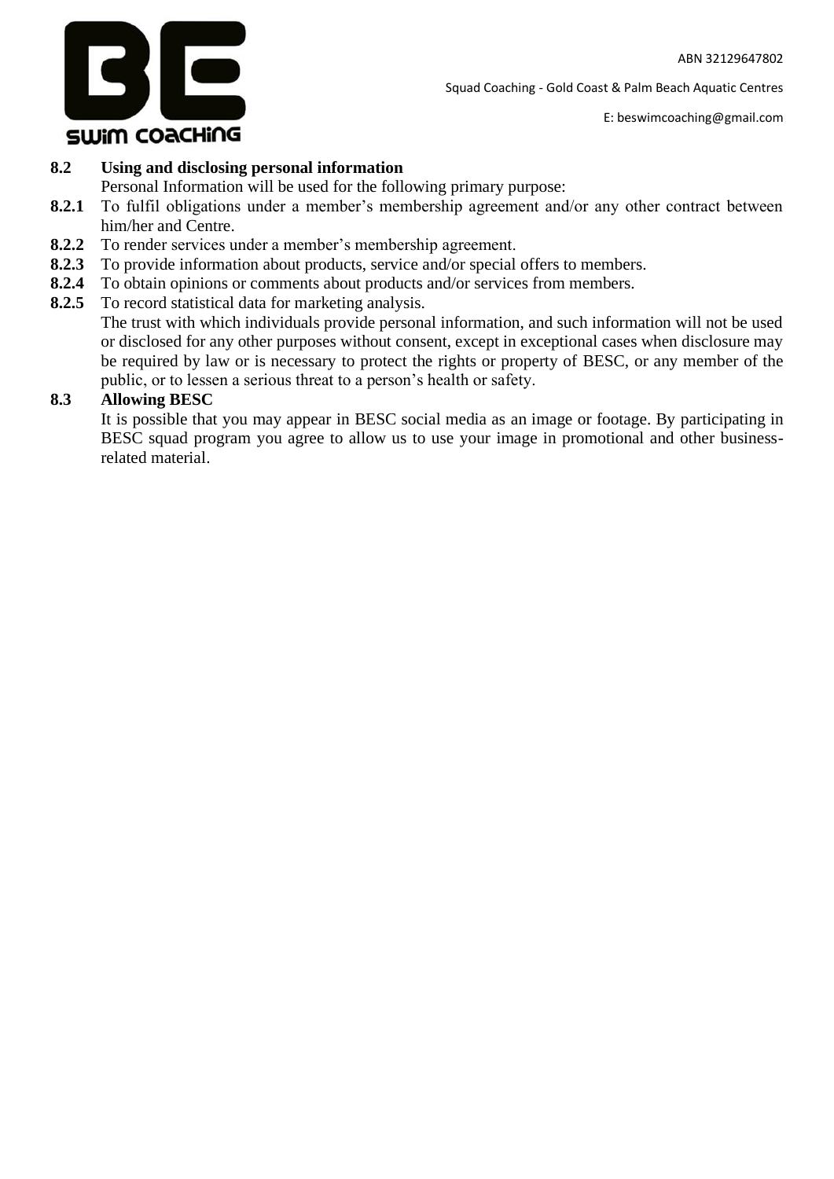**8.2 Using and disclosing personal information**

Personal Information will be used for the following primary purpose:

**8.2.1** To fulfil obligations under a member's membership agreement and/or any other contract between him/her and Centre.

**8.2.2** To render services under a member's membership agreement.

**8.2.3** To provide information about products, service and/or special offers to members.

**8.2.4** To obtain opinions or comments about products and/or services from members.

**8.2.5** To record statistical data for marketing analysis.

The trust with which individuals provide personal information, and such information will not be used or disclosed for any other purposes without consent, except in exceptional cases when disclosure may be required by law or is necessary to protect the rights or property of BESC, or any member of the public, or to lessen a serious threat to a person's health or safety.

**8.3 Allowing BESC**

It is possible that you may appear in BESC social media as an image or footage. By participating in BESC squad program you agree to allow us to use your image in promotional and other business-related material.